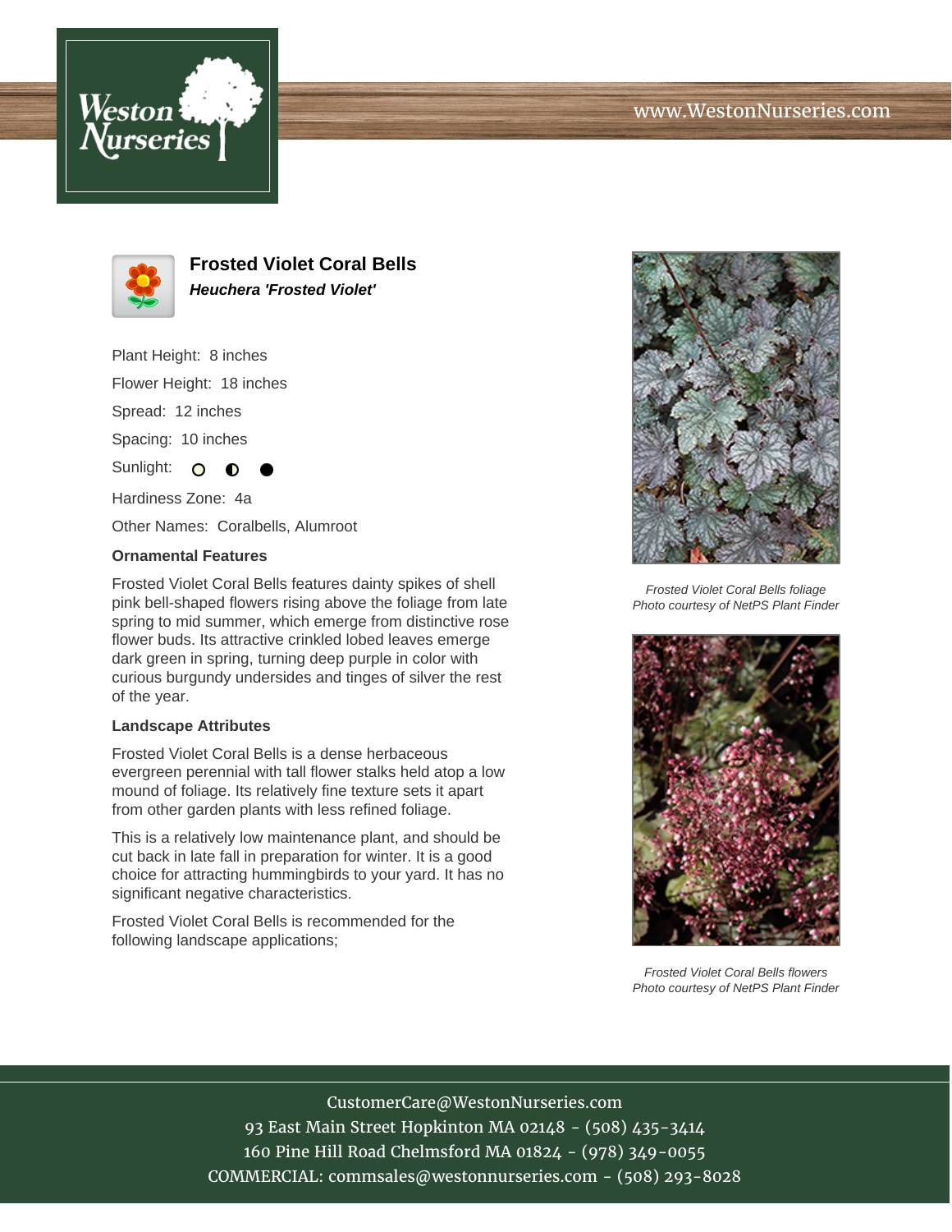www.WestonNurseries.com

# Frosted Violet Coral Bells

***Heuchera 'Frosted Violet'***

Plant Height: 8 inches

Flower Height: 18 inches

Spread: 12 inches

Spacing: 10 inches

Sunlight: ○ ◐ ●

Hardiness Zone: 4a

Other Names: Coralbells, Alumroot

### Ornamental Features

Frosted Violet Coral Bells features dainty spikes of shell pink bell-shaped flowers rising above the foliage from late spring to mid summer, which emerge from distinctive rose flower buds. Its attractive crinkled lobed leaves emerge dark green in spring, turning deep purple in color with curious burgundy undersides and tinges of silver the rest of the year.

### Landscape Attributes

Frosted Violet Coral Bells is a dense herbaceous evergreen perennial with tall flower stalks held atop a low mound of foliage. Its relatively fine texture sets it apart from other garden plants with less refined foliage.

This is a relatively low maintenance plant, and should be cut back in late fall in preparation for winter. It is a good choice for attracting hummingbirds to your yard. It has no significant negative characteristics.

Frosted Violet Coral Bells is recommended for the following landscape applications;

*Frosted Violet Coral Bells foliage*
*Photo courtesy of NetPS Plant Finder*

*Frosted Violet Coral Bells flowers*
*Photo courtesy of NetPS Plant Finder*

CustomerCare@WestonNurseries.com
93 East Main Street Hopkinton MA 02148 - (508) 435-3414
160 Pine Hill Road Chelmsford MA 01824 - (978) 349-0055
COMMERCIAL: commsales@westonnurseries.com - (508) 293-8028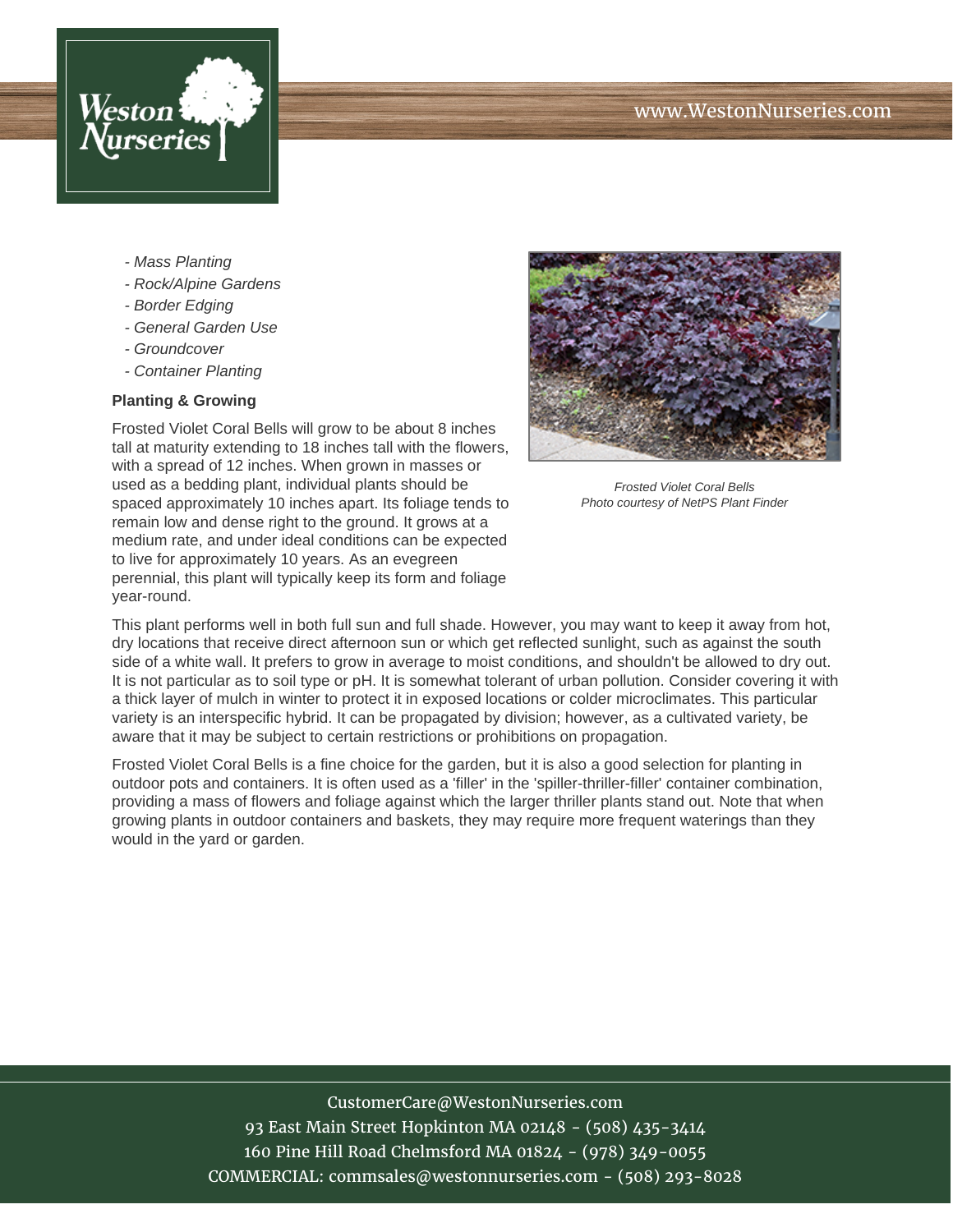- *Mass Planting*
- *Rock/Alpine Gardens*
- *Border Edging*
- *General Garden Use*
- *Groundcover*
- *Container Planting*

**Planting & Growing**

Frosted Violet Coral Bells will grow to be about 8 inches tall at maturity extending to 18 inches tall with the flowers, with a spread of 12 inches. When grown in masses or used as a bedding plant, individual plants should be spaced approximately 10 inches apart. Its foliage tends to remain low and dense right to the ground. It grows at a medium rate, and under ideal conditions can be expected to live for approximately 10 years. As an evegreen perennial, this plant will typically keep its form and foliage year-round.

*Frosted Violet Coral Bells*
*Photo courtesy of NetPS Plant Finder*

This plant performs well in both full sun and full shade. However, you may want to keep it away from hot, dry locations that receive direct afternoon sun or which get reflected sunlight, such as against the south side of a white wall. It prefers to grow in average to moist conditions, and shouldn't be allowed to dry out. It is not particular as to soil type or pH. It is somewhat tolerant of urban pollution. Consider covering it with a thick layer of mulch in winter to protect it in exposed locations or colder microclimates. This particular variety is an interspecific hybrid. It can be propagated by division; however, as a cultivated variety, be aware that it may be subject to certain restrictions or prohibitions on propagation.

Frosted Violet Coral Bells is a fine choice for the garden, but it is also a good selection for planting in outdoor pots and containers. It is often used as a 'filler' in the 'spiller-thriller-filler' container combination, providing a mass of flowers and foliage against which the larger thriller plants stand out. Note that when growing plants in outdoor containers and baskets, they may require more frequent waterings than they would in the yard or garden.